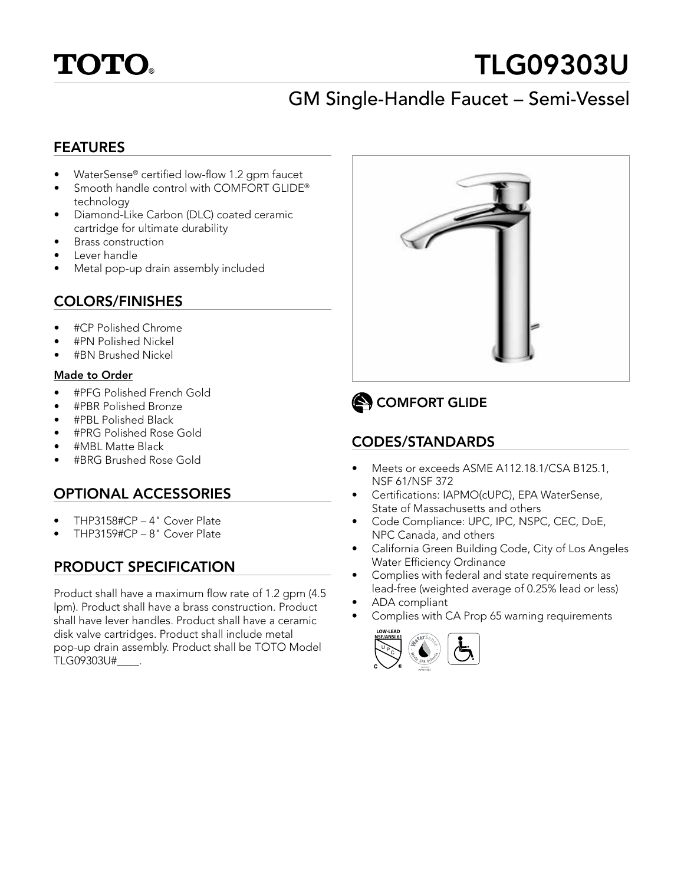# TOTO®

# TLG09303U

## GM Single-Handle Faucet – Semi-Vessel

## FEATURES

- WaterSense® certified low-flow 1.2 gpm faucet
- Smooth handle control with COMFORT GLIDE® technology
- Diamond-Like Carbon (DLC) coated ceramic cartridge for ultimate durability
- Brass construction
- Lever handle
- Metal pop-up drain assembly included

## COLORS/FINISHES

- #CP Polished Chrome
- #PN Polished Nickel
- #BN Brushed Nickel

**Made to Order**

- #PFG Polished French Gold
- #PBR Polished Bronze
- #PBL Polished Black
- #PRG Polished Rose Gold
- #MBL Matte Black
- #BRG Brushed Rose Gold

## OPTIONAL ACCESSORIES

- THP3158#CP – 4" Cover Plate
- THP3159#CP – 8" Cover Plate

## PRODUCT SPECIFICATION

Product shall have a maximum flow rate of 1.2 gpm (4.5 lpm). Product shall have a brass construction. Product shall have lever handles. Product shall have a ceramic disk valve cartridges. Product shall include metal pop-up drain assembly. Product shall be TOTO Model TLG09303U#____.

COMFORT GLIDE

## CODES/STANDARDS

- Meets or exceeds ASME A112.18.1/CSA B125.1, NSF 61/NSF 372
- Certifications: IAPMO(cUPC), EPA WaterSense, State of Massachusetts and others
- Code Compliance: UPC, IPC, NSPC, CEC, DoE, NPC Canada, and others
- California Green Building Code, City of Los Angeles Water Efficiency Ordinance
- Complies with federal and state requirements as lead-free (weighted average of 0.25% lead or less)
- ADA compliant
- Complies with CA Prop 65 warning requirements

LOW-LEAD NSF/ANSI 61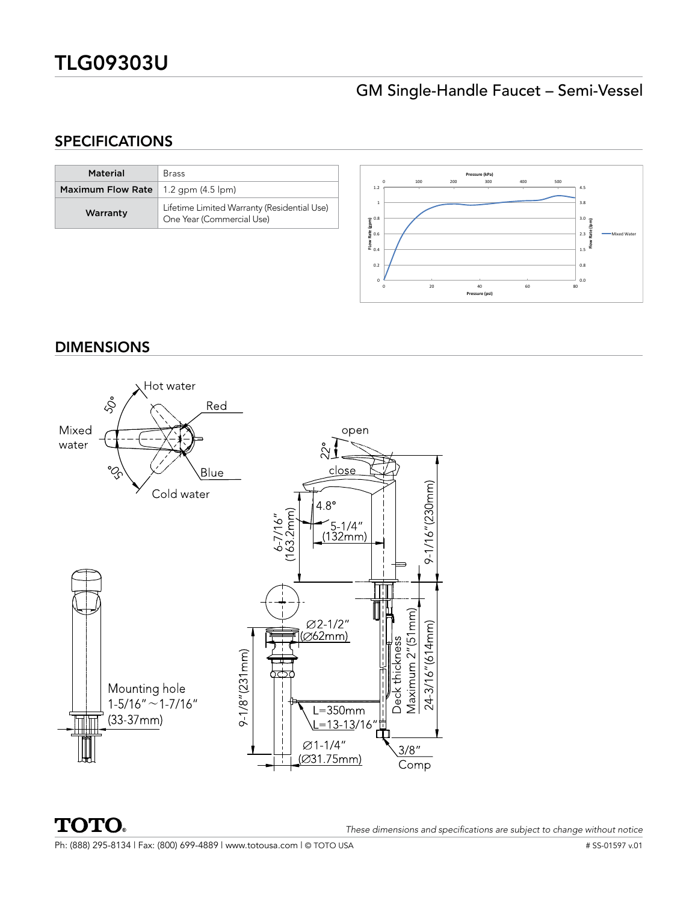# TLG09303U

## GM Single-Handle Faucet – Semi-Vessel

## SPECIFICATIONS

| | |
|---|---|
| **Material** | Brass |
| **Maximum Flow Rate** | 1.2 gpm (4.5 lpm) |
| **Warranty** | Lifetime Limited Warranty (Residential Use)<br>One Year (Commercial Use) |

Pressure (kPa)
0 100 200 300 400 500
Flow Rate (gpm)
1.2 1 0.8 0.6 0.4 0.2 0
Flow Rate (lpm)
4.5 3.8 3.0 2.3 1.5 0.8 0.0
Mixed Water
0 20 40 60 80
Pressure (psi)

## DIMENSIONS

Hot water
50°
Red
Mixed water
Blue
50°
Cold water

open
22°
close
4.8°
5-1/4″ (132mm)
6-7/16″ (163.2mm)
9-1/16″(230mm)

Ø2-1/2″ (Ø62mm)
9-1/8″(231mm)
Deck thickness Maximum 2″(51mm)
24-3/16″(614mm)
L=350mm
L=13-13/16″
Ø1-1/4″ (Ø31.75mm)
3/8″ Comp

Mounting hole
1-5/16″ ~ 1-7/16″
(33-37mm)

*These dimensions and specifications are subject to change without notice*

TOTO®
Ph: (888) 295-8134 | Fax: (800) 699-4889 | www.totousa.com | © TOTO USA
# SS-01597 v.01